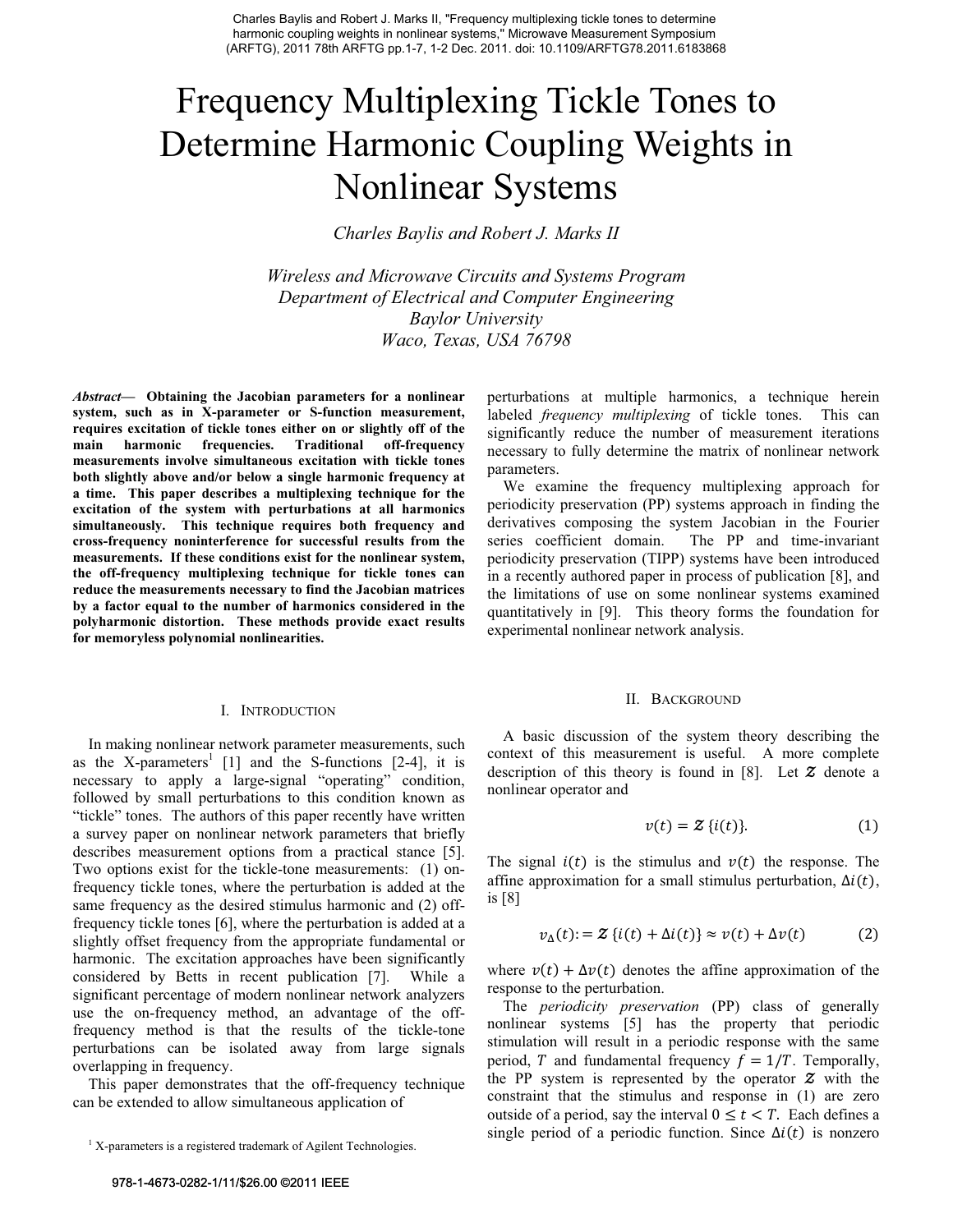Charles Baylis and Robert J. Marks II, "Frequency multiplexing tickle tones to determine harmonic coupling weights in nonlinear systems," Microwave Measurement Symposium (ARFTG), 2011 78th ARFTG pp.1-7, 1-2 Dec. 2011. doi: 10.1109/ARFTG78.2011.6183868

# Frequency Multiplexing Tickle Tones to Determine Harmonic Coupling Weights in Nonlinear Systems

*Charles Baylis and Robert J. Marks II*

*Wireless and Microwave Circuits and Systems Program*
*Department of Electrical and Computer Engineering*
*Baylor University*
*Waco, Texas, USA 76798*

***Abstract*— Obtaining the Jacobian parameters for a nonlinear system, such as in X-parameter or S-function measurement, requires excitation of tickle tones either on or slightly off of the main harmonic frequencies. Traditional off-frequency measurements involve simultaneous excitation with tickle tones both slightly above and/or below a single harmonic frequency at a time. This paper describes a multiplexing technique for the excitation of the system with perturbations at all harmonics simultaneously. This technique requires both frequency and cross-frequency noninterference for successful results from the measurements. If these conditions exist for the nonlinear system, the off-frequency multiplexing technique for tickle tones can reduce the measurements necessary to find the Jacobian matrices by a factor equal to the number of harmonics considered in the polyharmonic distortion. These methods provide exact results for memoryless polynomial nonlinearities.**

## I. Introduction

In making nonlinear network parameter measurements, such as the X-parameters[1] [1] and the S-functions [2-4], it is necessary to apply a large-signal "operating" condition, followed by small perturbations to this condition known as "tickle" tones. The authors of this paper recently have written a survey paper on nonlinear network parameters that briefly describes measurement options from a practical stance [5]. Two options exist for the tickle-tone measurements: (1) on-frequency tickle tones, where the perturbation is added at the same frequency as the desired stimulus harmonic and (2) off-frequency tickle tones [6], where the perturbation is added at a slightly offset frequency from the appropriate fundamental or harmonic. The excitation approaches have been significantly considered by Betts in recent publication [7]. While a significant percentage of modern nonlinear network analyzers use the on-frequency method, an advantage of the off-frequency method is that the results of the tickle-tone perturbations can be isolated away from large signals overlapping in frequency.

This paper demonstrates that the off-frequency technique can be extended to allow simultaneous application of perturbations at multiple harmonics, a technique herein labeled *frequency multiplexing* of tickle tones. This can significantly reduce the number of measurement iterations necessary to fully determine the matrix of nonlinear network parameters.

We examine the frequency multiplexing approach for periodicity preservation (PP) systems approach in finding the derivatives composing the system Jacobian in the Fourier series coefficient domain. The PP and time-invariant periodicity preservation (TIPP) systems have been introduced in a recently authored paper in process of publication [8], and the limitations of use on some nonlinear systems examined quantitatively in [9]. This theory forms the foundation for experimental nonlinear network analysis.

[1] X-parameters is a registered trademark of Agilent Technologies.

## II. Background

A basic discussion of the system theory describing the context of this measurement is useful. A more complete description of this theory is found in [8]. Let $\mathcal{Z}$ denote a nonlinear operator and

$$v(t) = \mathcal{Z}\,\{i(t)\}. \tag{1}$$

The signal $i(t)$ is the stimulus and $v(t)$ the response. The affine approximation for a small stimulus perturbation, $\Delta i(t)$, is [8]

$$v_{\Delta}(t) := \mathcal{Z}\,\{i(t) + \Delta i(t)\} \approx v(t) + \Delta v(t) \tag{2}$$

where $v(t) + \Delta v(t)$ denotes the affine approximation of the response to the perturbation.

The *periodicity preservation* (PP) class of generally nonlinear systems [5] has the property that periodic stimulation will result in a periodic response with the same period, $T$ and fundamental frequency $f = 1/T$. Temporally, the PP system is represented by the operator $\mathcal{Z}$ with the constraint that the stimulus and response in (1) are zero outside of a period, say the interval $0 \le t < T$. Each defines a single period of a periodic function. Since $\Delta i(t)$ is nonzero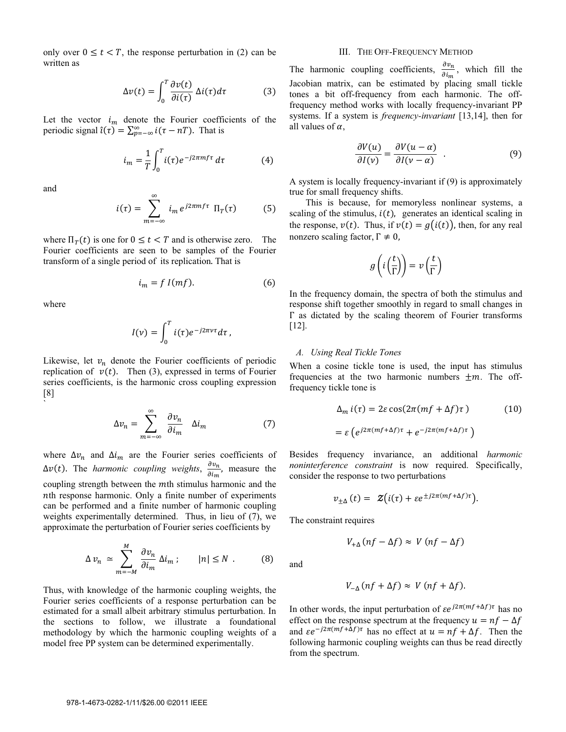only over $0 \leq t < T$, the response perturbation in (2) can be written as

$$\Delta v(t) = \int_0^T \frac{\partial v(t)}{\partial i(\tau)} \Delta i(\tau) d\tau \qquad (3)$$

Let the vector $i_m$ denote the Fourier coefficients of the periodic signal $\hat{\imath}(\tau) = \sum_{p=-\infty}^{\infty} i(\tau - nT)$. That is

$$i_m = \frac{1}{T}\int_0^T i(\tau) e^{-j2\pi m f \tau}\, d\tau \qquad (4)$$

and

$$i(\tau) = \sum_{m=-\infty}^{\infty} i_m\, e^{j2\pi m f \tau}\ \Pi_T(\tau) \qquad (5)$$

where $\Pi_T(t)$ is one for $0 \leq t < T$ and is otherwise zero. The Fourier coefficients are seen to be samples of the Fourier transform of a single period of its replication. That is

$$i_m = f\, I(mf). \qquad (6)$$

where

$$I(\nu) = \int_0^T i(\tau) e^{-j2\pi\nu\tau} d\tau\,,$$

Likewise, let $v_n$ denote the Fourier coefficients of periodic replication of $v(t)$. Then (3), expressed in terms of Fourier series coefficients, is the harmonic cross coupling expression [8]
`

$$\Delta v_n = \sum_{m=-\infty}^{\infty} \frac{\partial v_n}{\partial i_m}\ \Delta i_m \qquad (7)$$

where $\Delta v_n$ and $\Delta i_m$ are the Fourier series coefficients of $\Delta v(t)$. The *harmonic coupling weights*, $\frac{\partial v_n}{\partial i_m}$, measure the coupling strength between the $m$th stimulus harmonic and the $n$th response harmonic. Only a finite number of experiments can be performed and a finite number of harmonic coupling weights experimentally determined. Thus, in lieu of (7), we approximate the perturbation of Fourier series coefficients by

$$\Delta\, v_n \ \simeq \ \sum_{m=-M}^{M} \frac{\partial v_n}{\partial i_m}\, \Delta i_m\,; \qquad |n| \leq N\ . \qquad (8)$$

Thus, with knowledge of the harmonic coupling weights, the Fourier series coefficients of a response perturbation can be estimated for a small albeit arbitrary stimulus perturbation. In the sections to follow, we illustrate a foundational methodology by which the harmonic coupling weights of a model free PP system can be determined experimentally.

## III. The Off-Frequency Method

The harmonic coupling coefficients, $\frac{\partial v_n}{\partial i_m}$, which fill the Jacobian matrix, can be estimated by placing small tickle tones a bit off-frequency from each harmonic. The off-frequency method works with locally frequency-invariant PP systems. If a system is *frequency-invariant* [13,14], then for all values of $\alpha$,

$$\frac{\partial V(u)}{\partial I(\nu)} = \frac{\partial V(u-\alpha)}{\partial I(\nu-\alpha)}\ \ . \qquad (9)$$

A system is locally frequency-invariant if (9) is approximately true for small frequency shifts.

This is because, for memoryless nonlinear systems, a scaling of the stimulus, $i(t)$, generates an identical scaling in the response, $v(t)$. Thus, if $v(t) = g\big(i(t)\big)$, then, for any real nonzero scaling factor, $\Gamma \neq 0$,

$$g\left(i\left(\frac{t}{\Gamma}\right)\right) = v\left(\frac{t}{\Gamma}\right)$$

In the frequency domain, the spectra of both the stimulus and response shift together smoothly in regard to small changes in $\Gamma$ as dictated by the scaling theorem of Fourier transforms [12].

### A. Using Real Tickle Tones

When a cosine tickle tone is used, the input has stimulus frequencies at the two harmonic numbers $\pm m$. The off-frequency tickle tone is

$$\Delta_m\, i(\tau) = 2\varepsilon\cos(2\pi(mf + \Delta f)\tau\,) \qquad (10)$$

$$= \varepsilon\left(e^{j2\pi(mf+\Delta f)\tau} + e^{-j2\pi(mf+\Delta f)\tau}\right)$$

Besides frequency invariance, an additional *harmonic noninterference constraint* is now required. Specifically, consider the response to two perturbations

$$v_{\pm\Delta}\,(t) = \ \mathcal{Z}\big(i(\tau) + \varepsilon e^{\pm j2\pi(mf+\Delta f)\tau}\big).$$

The constraint requires

$$V_{+\Delta}(nf - \Delta f) \approx\ V\,(nf - \Delta f)$$

and

$$V_{-\Delta}(nf + \Delta f) \approx\ V\,(nf + \Delta f).$$

In other words, the input perturbation of $\varepsilon e^{j2\pi(mf+\Delta f)\tau}$ has no effect on the response spectrum at the frequency $u = nf - \Delta f$ and $\varepsilon e^{-j2\pi(mf+\Delta f)\tau}$ has no effect at $u = nf + \Delta f$. Then the following harmonic coupling weights can thus be read directly from the spectrum.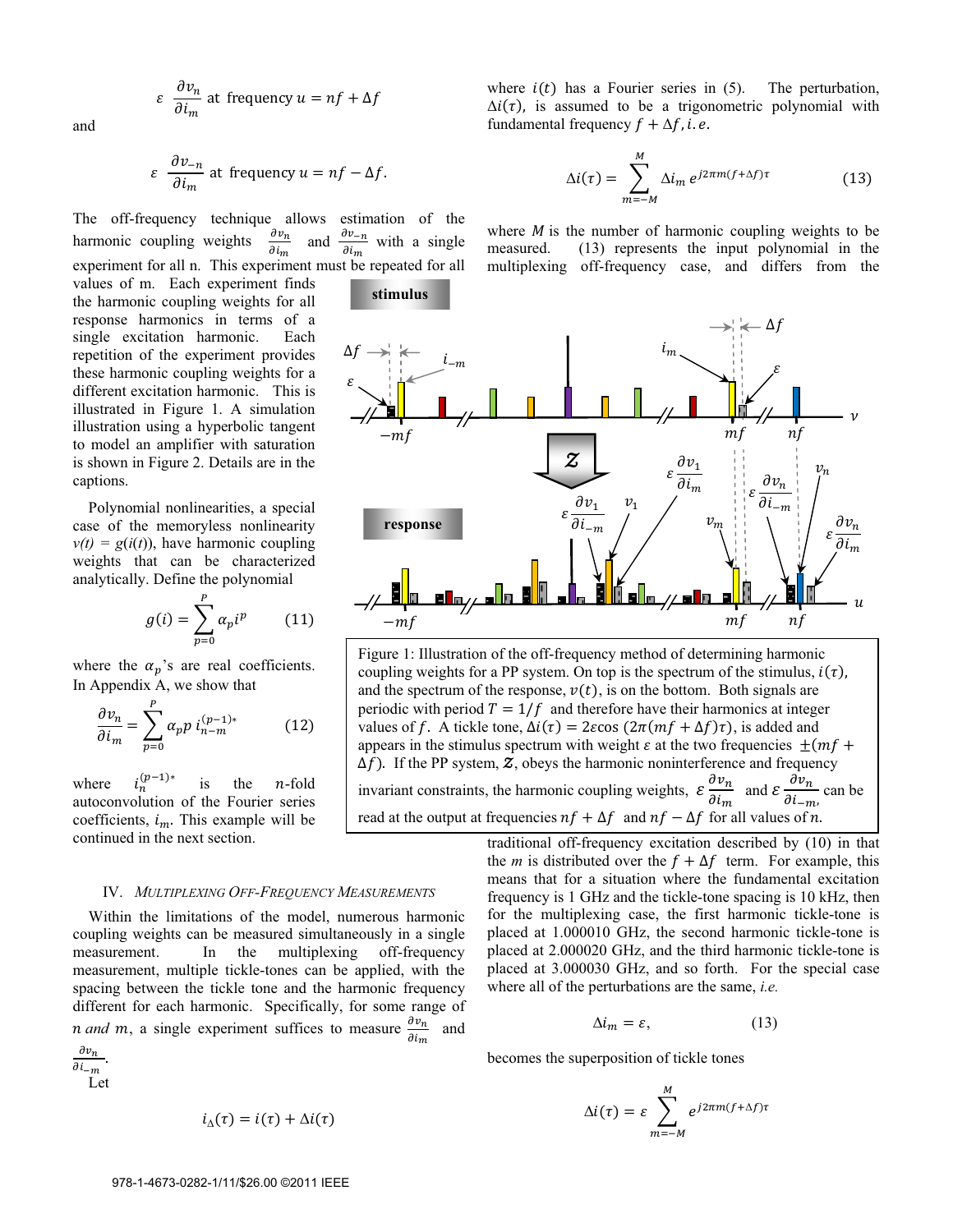$$\varepsilon \ \frac{\partial v_n}{\partial i_m} \text{ at frequency } u = nf + \Delta f$$

and

$$\varepsilon \ \frac{\partial v_{-n}}{\partial i_m} \text{ at frequency } u = nf - \Delta f.$$

The off-frequency technique allows estimation of the harmonic coupling weights $\frac{\partial v_n}{\partial i_m}$ and $\frac{\partial v_{-n}}{\partial i_m}$ with a single experiment for all n. This experiment must be repeated for all values of m. Each experiment finds the harmonic coupling weights for all response harmonics in terms of a single excitation harmonic. Each repetition of the experiment provides these harmonic coupling weights for a different excitation harmonic. This is illustrated in Figure 1. A simulation illustration using a hyperbolic tangent to model an amplifier with saturation is shown in Figure 2. Details are in the captions.

Polynomial nonlinearities, a special case of the memoryless nonlinearity $v(t) = g(i(t))$, have harmonic coupling weights that can be characterized analytically. Define the polynomial

$$g(i) = \sum_{p=0}^{P} \alpha_p i^p \qquad (11)$$

where the $\alpha_p$'s are real coefficients. In Appendix A, we show that

$$\frac{\partial v_n}{\partial i_m} = \sum_{p=0}^{P} \alpha_p p \ i_{n-m}^{(p-1)*} \qquad (12)$$

where $i_n^{(p-1)*}$ is the $n$-fold autoconvolution of the Fourier series coefficients, $i_m$. This example will be continued in the next section.

Figure 1: Illustration of the off-frequency method of determining harmonic coupling weights for a PP system. On top is the spectrum of the stimulus, $i(\tau)$, and the spectrum of the response, $v(t)$, is on the bottom. Both signals are periodic with period $T = 1/f$ and therefore have their harmonics at integer values of $f$. A tickle tone, $\Delta i(\tau) = 2\varepsilon\cos(2\pi(mf + \Delta f)\tau)$, is added and appears in the stimulus spectrum with weight $\varepsilon$ at the two frequencies $\pm(mf + \Delta f)$. If the PP system, $\mathcal{Z}$, obeys the harmonic noninterference and frequency invariant constraints, the harmonic coupling weights, $\varepsilon \frac{\partial v_n}{\partial i_m}$ and $\varepsilon \frac{\partial v_n}{\partial i_{-m}}$, can be read at the output at frequencies $nf + \Delta f$ and $nf - \Delta f$ for all values of $n$.

## IV. *Multiplexing Off-Frequency Measurements*

Within the limitations of the model, numerous harmonic coupling weights can be measured simultaneously in a single measurement. In the multiplexing off-frequency measurement, multiple tickle-tones can be applied, with the spacing between the tickle tone and the harmonic frequency different for each harmonic. Specifically, for some range of $n$ *and* $m$, a single experiment suffices to measure $\frac{\partial v_n}{\partial i_m}$ and $\frac{\partial v_n}{\partial i_{-m}}$.

Let

$$i_\Delta(\tau) = i(\tau) + \Delta i(\tau)$$

where $i(t)$ has a Fourier series in (5). The perturbation, $\Delta i(\tau)$, is assumed to be a trigonometric polynomial with fundamental frequency $f + \Delta f$, *i.e.*

$$\Delta i(\tau) = \sum_{m=-M}^{M} \Delta i_m \, e^{j2\pi m(f+\Delta f)\tau} \qquad (13)$$

where $M$ is the number of harmonic coupling weights to be measured. (13) represents the input polynomial in the multiplexing off-frequency case, and differs from the traditional off-frequency excitation described by (10) in that the *m* is distributed over the $f + \Delta f$ term. For example, this means that for a situation where the fundamental excitation frequency is 1 GHz and the tickle-tone spacing is 10 kHz, then for the multiplexing case, the first harmonic tickle-tone is placed at 1.000010 GHz, the second harmonic tickle-tone is placed at 2.000020 GHz, and the third harmonic tickle-tone is placed at 3.000030 GHz, and so forth. For the special case where all of the perturbations are the same, *i.e.*

$$\Delta i_m = \varepsilon, \qquad (13)$$

becomes the superposition of tickle tones

$$\Delta i(\tau) = \varepsilon \sum_{m=-M}^{M} e^{j2\pi m(f+\Delta f)\tau}$$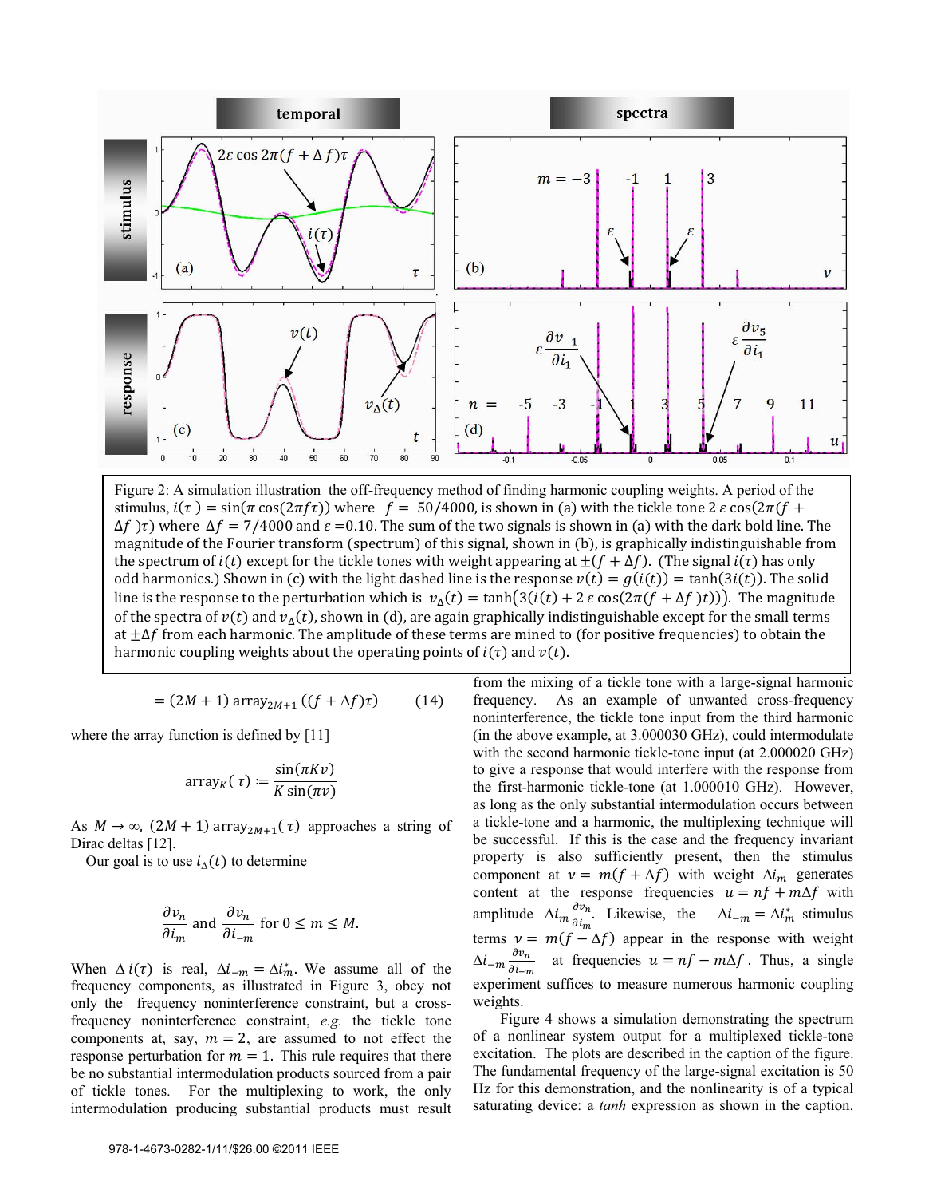Figure 2: A simulation illustration the off-frequency method of finding harmonic coupling weights. A period of the stimulus, $i(\tau) = \sin(\pi \cos(2\pi f \tau))$ where $f = 50/4000$, is shown in (a) with the tickle tone $2\,\varepsilon \cos(2\pi(f + \Delta f)\tau)$ where $\Delta f = 7/4000$ and $\varepsilon = 0.10$. The sum of the two signals is shown in (a) with the dark bold line. The magnitude of the Fourier transform (spectrum) of this signal, shown in (b), is graphically indistinguishable from the spectrum of $i(t)$ except for the tickle tones with weight appearing at $\pm(f + \Delta f)$. (The signal $i(\tau)$ has only odd harmonics.) Shown in (c) with the light dashed line is the response $v(t) = g(i(t)) = \tanh(3i(t))$. The solid line is the response to the perturbation which is $v_\Delta(t) = \tanh\big(3(i(t) + 2\,\varepsilon \cos(2\pi(f + \Delta f)t))\big)$. The magnitude of the spectra of $v(t)$ and $v_\Delta(t)$, shown in (d), are again graphically indistinguishable except for the small terms at $\pm\Delta f$ from each harmonic. The amplitude of these terms are mined to (for positive frequencies) to obtain the harmonic coupling weights about the operating points of $i(\tau)$ and $v(t)$.

$$= (2M + 1)\,\text{array}_{2M+1}\left((f + \Delta f)\tau\right) \qquad (14)$$

where the array function is defined by [11]

$$\text{array}_K(\tau) := \frac{\sin(\pi K v)}{K \sin(\pi v)}$$

As $M \to \infty$, $(2M + 1)\,\text{array}_{2M+1}(\tau)$ approaches a string of Dirac deltas [12].

Our goal is to use $i_\Delta(t)$ to determine

$$\frac{\partial v_n}{\partial i_m} \text{ and } \frac{\partial v_n}{\partial i_{-m}} \text{ for } 0 \le m \le M.$$

When $\Delta i(\tau)$ is real, $\Delta i_{-m} = \Delta i_m^*$. We assume all of the frequency components, as illustrated in Figure 3, obey not only the frequency noninterference constraint, but a cross-frequency noninterference constraint, *e.g.* the tickle tone components at, say, $m = 2$, are assumed to not effect the response perturbation for $m = 1$. This rule requires that there be no substantial intermodulation products sourced from a pair of tickle tones. For the multiplexing to work, the only intermodulation producing substantial products must result from the mixing of a tickle tone with a large-signal harmonic frequency. As an example of unwanted cross-frequency noninterference, the tickle tone input from the third harmonic (in the above example, at 3.000030 GHz), could intermodulate with the second harmonic tickle-tone input (at 2.000020 GHz) to give a response that would interfere with the response from the first-harmonic tickle-tone (at 1.000010 GHz). However, as long as the only substantial intermodulation occurs between a tickle-tone and a harmonic, the multiplexing technique will be successful. If this is the case and the frequency invariant property is also sufficiently present, then the stimulus component at $v = m(f + \Delta f)$ with weight $\Delta i_m$ generates content at the response frequencies $u = nf + m\Delta f$ with amplitude $\Delta i_m \frac{\partial v_n}{\partial i_m}$. Likewise, the $\Delta i_{-m} = \Delta i_m^*$ stimulus terms $v = m(f - \Delta f)$ appear in the response with weight $\Delta i_{-m} \frac{\partial v_n}{\partial i_{-m}}$ at frequencies $u = nf - m\Delta f$. Thus, a single experiment suffices to measure numerous harmonic coupling weights.

Figure 4 shows a simulation demonstrating the spectrum of a nonlinear system output for a multiplexed tickle-tone excitation. The plots are described in the caption of the figure. The fundamental frequency of the large-signal excitation is 50 Hz for this demonstration, and the nonlinearity is of a typical saturating device: a *tanh* expression as shown in the caption.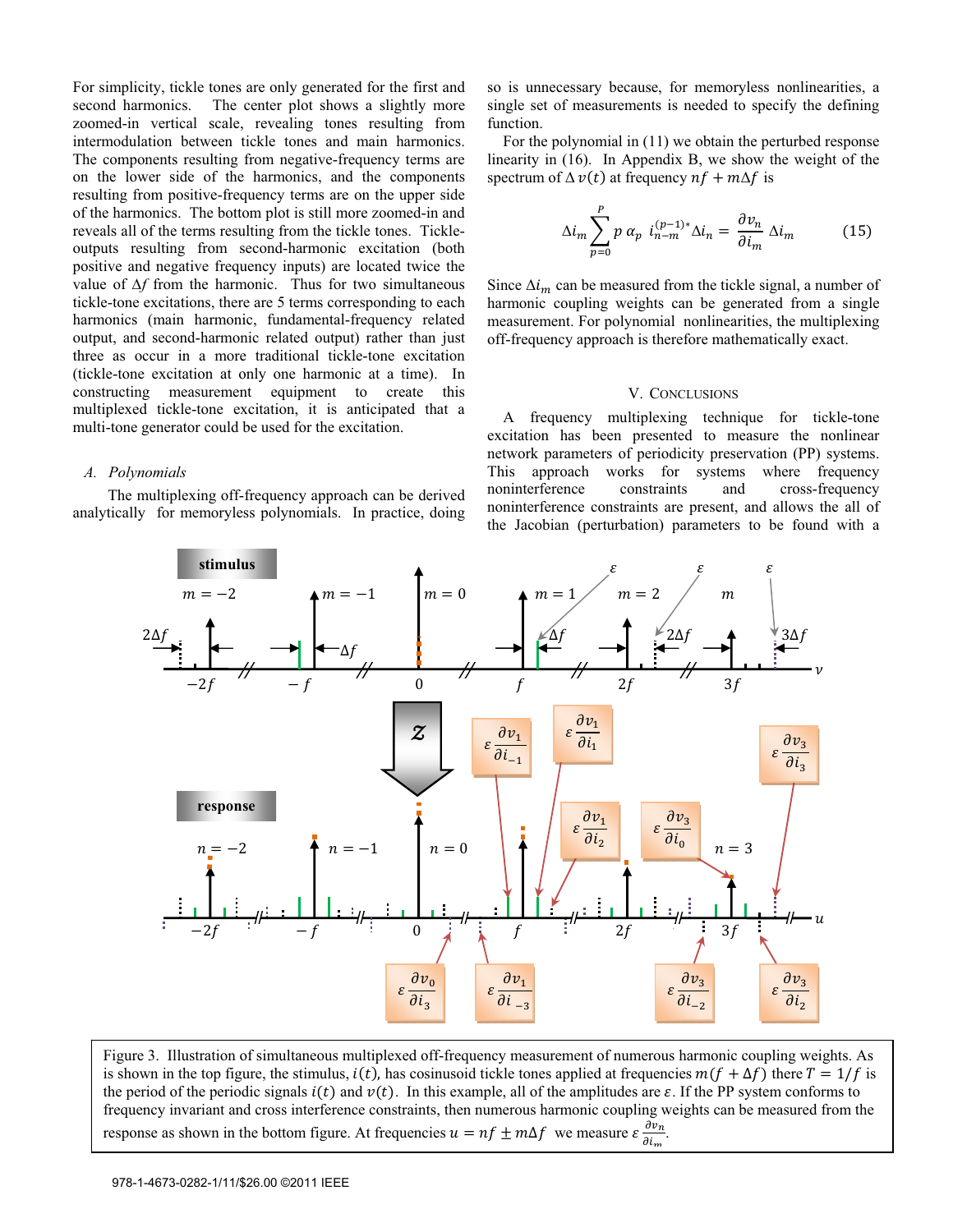For simplicity, tickle tones are only generated for the first and second harmonics. The center plot shows a slightly more zoomed-in vertical scale, revealing tones resulting from intermodulation between tickle tones and main harmonics. The components resulting from negative-frequency terms are on the lower side of the harmonics, and the components resulting from positive-frequency terms are on the upper side of the harmonics. The bottom plot is still more zoomed-in and reveals all of the terms resulting from the tickle tones. Tickle-outputs resulting from second-harmonic excitation (both positive and negative frequency inputs) are located twice the value of $\Delta f$ from the harmonic. Thus for two simultaneous tickle-tone excitations, there are 5 terms corresponding to each harmonics (main harmonic, fundamental-frequency related output, and second-harmonic related output) rather than just three as occur in a more traditional tickle-tone excitation (tickle-tone excitation at only one harmonic at a time). In constructing measurement equipment to create this multiplexed tickle-tone excitation, it is anticipated that a multi-tone generator could be used for the excitation.

### *A. Polynomials*

The multiplexing off-frequency approach can be derived analytically for memoryless polynomials. In practice, doing so is unnecessary because, for memoryless nonlinearities, a single set of measurements is needed to specify the defining function.

For the polynomial in (11) we obtain the perturbed response linearity in (16). In Appendix B, we show the weight of the spectrum of $\Delta v(t)$ at frequency $nf + m\Delta f$ is

$$\Delta i_m \sum_{p=0}^{P} p\, \alpha_p\, i_{n-m}^{(p-1)*} \Delta i_n = \frac{\partial v_n}{\partial i_m} \Delta i_m \qquad (15)$$

Since $\Delta i_m$ can be measured from the tickle signal, a number of harmonic coupling weights can be generated from a single measurement. For polynomial nonlinearities, the multiplexing off-frequency approach is therefore mathematically exact.

## V. Conclusions

A frequency multiplexing technique for tickle-tone excitation has been presented to measure the nonlinear network parameters of periodicity preservation (PP) systems. This approach works for systems where frequency noninterference constraints and cross-frequency noninterference constraints are present, and allows the all of the Jacobian (perturbation) parameters to be found with a

Figure 3. Illustration of simultaneous multiplexed off-frequency measurement of numerous harmonic coupling weights. As is shown in the top figure, the stimulus, $i(t)$, has cosinusoid tickle tones applied at frequencies $m(f+\Delta f)$ there $T = 1/f$ is the period of the periodic signals $i(t)$ and $v(t)$. In this example, all of the amplitudes are $\varepsilon$. If the PP system conforms to frequency invariant and cross interference constraints, then numerous harmonic coupling weights can be measured from the response as shown in the bottom figure. At frequencies $u = nf \pm m\Delta f$ we measure $\varepsilon \frac{\partial v_n}{\partial i_m}$.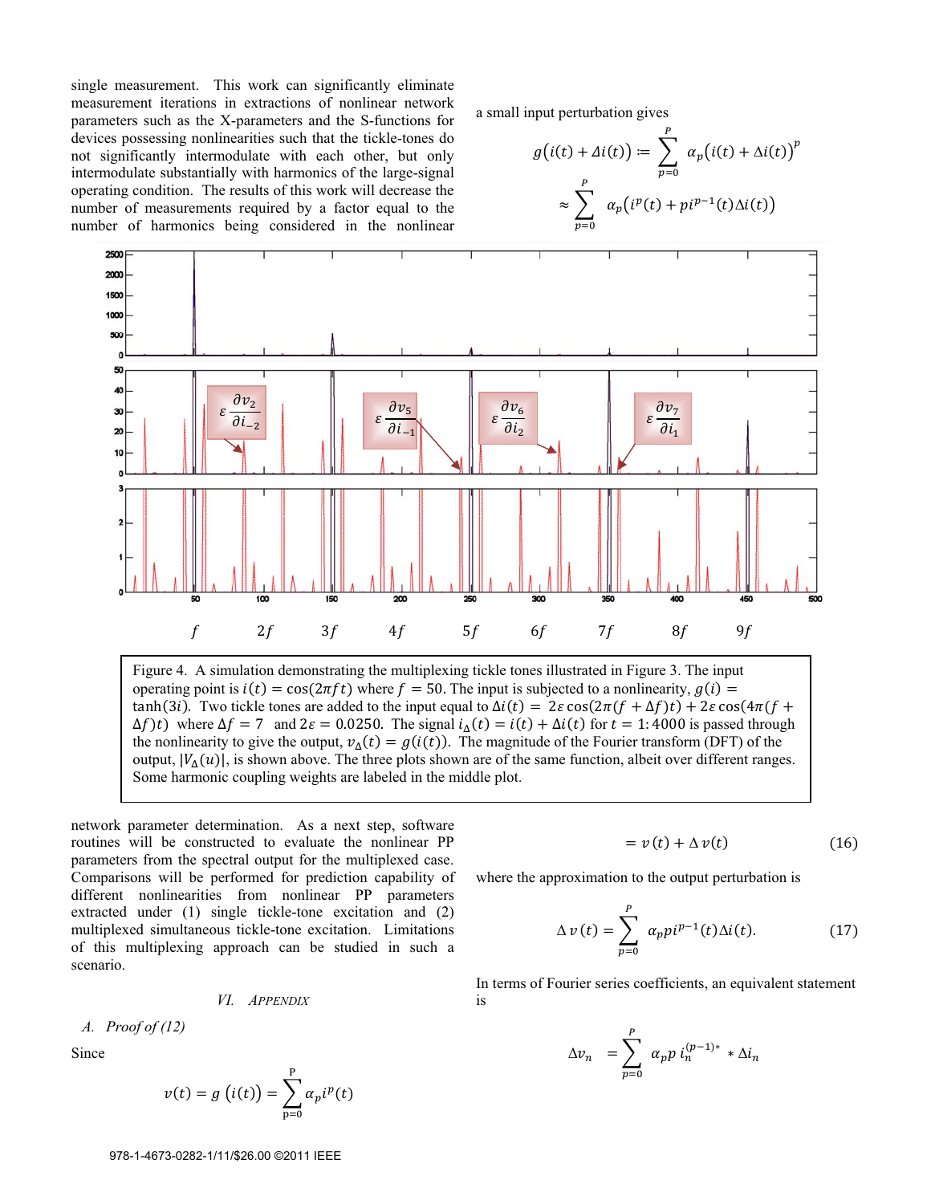single measurement. This work can significantly eliminate measurement iterations in extractions of nonlinear network parameters such as the X-parameters and the S-functions for devices possessing nonlinearities such that the tickle-tones do not significantly intermodulate with each other, but only intermodulate substantially with harmonics of the large-signal operating condition. The results of this work will decrease the number of measurements required by a factor equal to the number of harmonics being considered in the nonlinear network parameter determination. As a next step, software routines will be constructed to evaluate the nonlinear PP parameters from the spectral output for the multiplexed case. Comparisons will be performed for prediction capability of different nonlinearities from nonlinear PP parameters extracted under (1) single tickle-tone excitation and (2) multiplexed simultaneous tickle-tone excitation. Limitations of this multiplexing approach can be studied in such a scenario.

Figure 4. A simulation demonstrating the multiplexing tickle tones illustrated in Figure 3. The input operating point is $i(t) = \cos(2\pi f t)$ where $f = 50$. The input is subjected to a nonlinearity, $g(i) = \tanh(3i)$. Two tickle tones are added to the input equal to $\Delta i(t) = 2\varepsilon\cos(2\pi(f+\Delta f)t) + 2\varepsilon\cos(4\pi(f+\Delta f)t)$ where $\Delta f = 7$ and $2\varepsilon = 0.0250$. The signal $i_\Delta(t) = i(t) + \Delta i(t)$ for $t = 1{:}4000$ is passed through the nonlinearity to give the output, $v_\Delta(t) = g(i(t))$. The magnitude of the Fourier transform (DFT) of the output, $|V_\Delta(u)|$, is shown above. The three plots shown are of the same function, albeit over different ranges. Some harmonic coupling weights are labeled in the middle plot.

## VI. APPENDIX

### A. Proof of (12)

Since

$$v(t) = g\left(i(t)\right) = \sum_{p=0}^{P} \alpha_p i^p(t)$$

a small input perturbation gives

$$g\left(i(t) + \Delta i(t)\right) := \sum_{p=0}^{P} \alpha_p \left(i(t) + \Delta i(t)\right)^p$$

$$\approx \sum_{p=0}^{P} \alpha_p \left(i^p(t) + p i^{p-1}(t)\Delta i(t)\right)$$

$$= v(t) + \Delta v(t) \tag{16}$$

where the approximation to the output perturbation is

$$\Delta v(t) = \sum_{p=0}^{P} \alpha_p p i^{p-1}(t)\Delta i(t). \tag{17}$$

In terms of Fourier series coefficients, an equivalent statement is

$$\Delta v_n = \sum_{p=0}^{P} \alpha_p p \, i_n^{(p-1)*} * \Delta i_n$$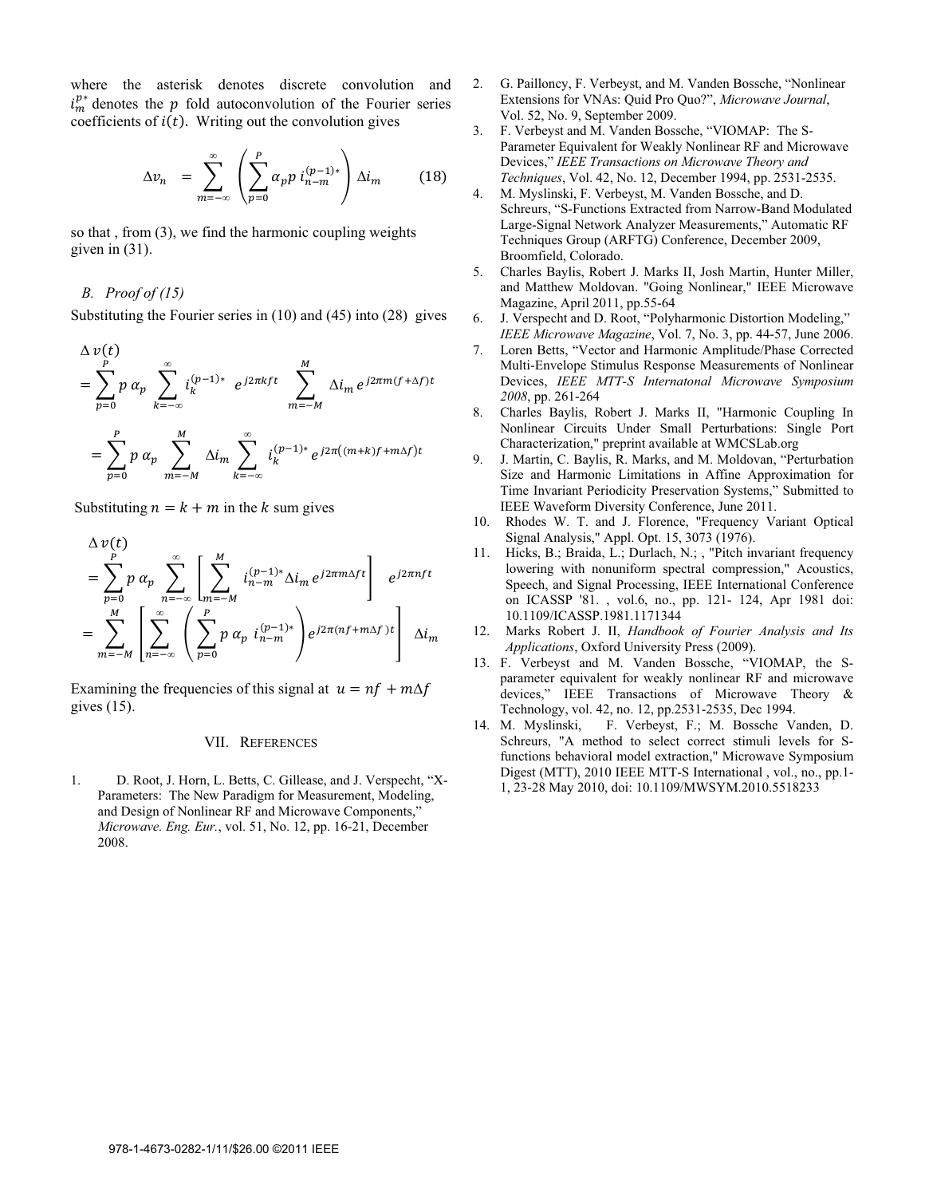where the asterisk denotes discrete convolution and $i_m^{p*}$ denotes the $p$ fold autoconvolution of the Fourier series coefficients of $i(t)$. Writing out the convolution gives

$$\Delta v_n = \sum_{m=-\infty}^{\infty} \left( \sum_{p=0}^{P} \alpha_p p \, i_{n-m}^{(p-1)*} \right) \Delta i_m \qquad (18)$$

so that , from (3), we find the harmonic coupling weights given in (31).

*B. Proof of (15)*

Substituting the Fourier series in (10) and (45) into (28) gives

$$\begin{aligned}
&\Delta v(t) \\
&= \sum_{p=0}^{P} p \, \alpha_p \sum_{k=-\infty}^{\infty} i_k^{(p-1)*} \, e^{j2\pi kft} \sum_{m=-M}^{M} \Delta i_m \, e^{j2\pi m(f+\Delta f)t} \\
&= \sum_{p=0}^{P} p \, \alpha_p \sum_{m=-M}^{M} \Delta i_m \sum_{k=-\infty}^{\infty} i_k^{(p-1)*} \, e^{j2\pi((m+k)f + m\Delta f)t}
\end{aligned}$$

Substituting $n = k + m$ in the $k$ sum gives

$$\begin{aligned}
&\Delta v(t) \\
&= \sum_{p=0}^{P} p \, \alpha_p \sum_{n=-\infty}^{\infty} \left[ \sum_{m=-M}^{M} i_{n-m}^{(p-1)*} \Delta i_m \, e^{j2\pi m\Delta ft} \right] e^{j2\pi nft} \\
&= \sum_{m=-M}^{M} \left[ \sum_{n=-\infty}^{\infty} \left( \sum_{p=0}^{P} p \, \alpha_p \, i_{n-m}^{(p-1)*} \right) e^{j2\pi(nf + m\Delta f)t} \right] \Delta i_m
\end{aligned}$$

Examining the frequencies of this signal at $u = nf + m\Delta f$ gives (15).

## VII. References

1. D. Root, J. Horn, L. Betts, C. Gillease, and J. Verspecht, "X-Parameters: The New Paradigm for Measurement, Modeling, and Design of Nonlinear RF and Microwave Components," *Microwave. Eng. Eur.*, vol. 51, No. 12, pp. 16-21, December 2008.
2. G. Pailloncy, F. Verbeyst, and M. Vanden Bossche, "Nonlinear Extensions for VNAs: Quid Pro Quo?", *Microwave Journal*, Vol. 52, No. 9, September 2009.
3. F. Verbeyst and M. Vanden Bossche, "VIOMAP: The S-Parameter Equivalent for Weakly Nonlinear RF and Microwave Devices," *IEEE Transactions on Microwave Theory and Techniques*, Vol. 42, No. 12, December 1994, pp. 2531-2535.
4. M. Myslinski, F. Verbeyst, M. Vanden Bossche, and D. Schreurs, "S-Functions Extracted from Narrow-Band Modulated Large-Signal Network Analyzer Measurements," Automatic RF Techniques Group (ARFTG) Conference, December 2009, Broomfield, Colorado.
5. Charles Baylis, Robert J. Marks II, Josh Martin, Hunter Miller, and Matthew Moldovan. "Going Nonlinear," IEEE Microwave Magazine, April 2011, pp.55-64
6. J. Verspecht and D. Root, "Polyharmonic Distortion Modeling," *IEEE Microwave Magazine*, Vol. 7, No. 3, pp. 44-57, June 2006.
7. Loren Betts, "Vector and Harmonic Amplitude/Phase Corrected Multi-Envelope Stimulus Response Measurements of Nonlinear Devices, *IEEE MTT-S Internatonal Microwave Symposium 2008*, pp. 261-264
8. Charles Baylis, Robert J. Marks II, "Harmonic Coupling In Nonlinear Circuits Under Small Perturbations: Single Port Characterization," preprint available at WMCSLab.org
9. J. Martin, C. Baylis, R. Marks, and M. Moldovan, "Perturbation Size and Harmonic Limitations in Affine Approximation for Time Invariant Periodicity Preservation Systems," Submitted to IEEE Waveform Diversity Conference, June 2011.
10. Rhodes W. T. and J. Florence, "Frequency Variant Optical Signal Analysis," Appl. Opt. 15, 3073 (1976).
11. Hicks, B.; Braida, L.; Durlach, N.; , "Pitch invariant frequency lowering with nonuniform spectral compression," Acoustics, Speech, and Signal Processing, IEEE International Conference on ICASSP '81. , vol.6, no., pp. 121- 124, Apr 1981 doi: 10.1109/ICASSP.1981.1171344
12. Marks Robert J. II, *Handbook of Fourier Analysis and Its Applications*, Oxford University Press (2009).
13. F. Verbeyst and M. Vanden Bossche, "VIOMAP, the S-parameter equivalent for weakly nonlinear RF and microwave devices," IEEE Transactions of Microwave Theory & Technology, vol. 42, no. 12, pp.2531-2535, Dec 1994.
14. M. Myslinski, F. Verbeyst, F.; M. Bossche Vanden, D. Schreurs, "A method to select correct stimuli levels for S-functions behavioral model extraction," Microwave Symposium Digest (MTT), 2010 IEEE MTT-S International , vol., no., pp.1-1, 23-28 May 2010, doi: 10.1109/MWSYM.2010.5518233